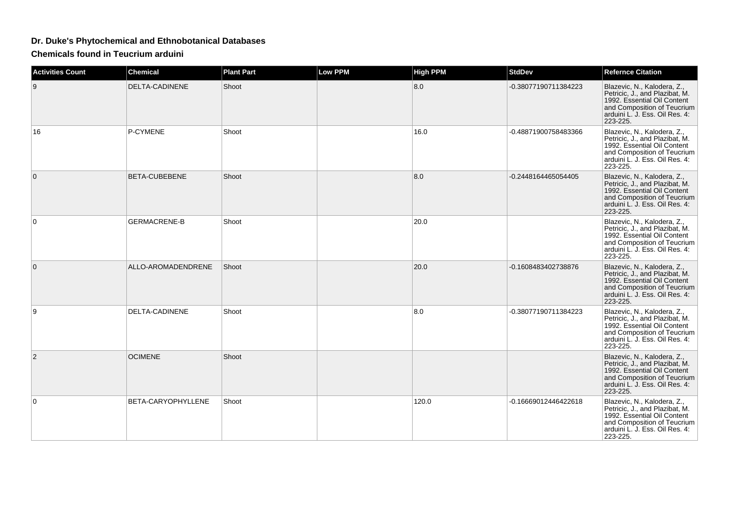# Dr. Duke's Phytochemical and Ethnobotanical Databases

## Chemicals found in Teucrium arduini

| Activities Count | Chemical | Plant Part | Low PPM | High PPM | StdDev | Refernce Citation |
|---|---|---|---|---|---|---|
| 9 | DELTA-CADINENE | Shoot | | 8.0 | -0.38077190711384223 | Blazevic, N., Kalodera, Z., Petricic, J., and Plazibat, M. 1992. Essential Oil Content and Composition of Teucrium arduini L. J. Ess. Oil Res. 4: 223-225. |
| 16 | P-CYMENE | Shoot | | 16.0 | -0.48871900758483366 | Blazevic, N., Kalodera, Z., Petricic, J., and Plazibat, M. 1992. Essential Oil Content and Composition of Teucrium arduini L. J. Ess. Oil Res. 4: 223-225. |
| 0 | BETA-CUBEBENE | Shoot | | 8.0 | -0.2448164465054405 | Blazevic, N., Kalodera, Z., Petricic, J., and Plazibat, M. 1992. Essential Oil Content and Composition of Teucrium arduini L. J. Ess. Oil Res. 4: 223-225. |
| 0 | GERMACRENE-B | Shoot | | 20.0 | | Blazevic, N., Kalodera, Z., Petricic, J., and Plazibat, M. 1992. Essential Oil Content and Composition of Teucrium arduini L. J. Ess. Oil Res. 4: 223-225. |
| 0 | ALLO-AROMADENDRENE | Shoot | | 20.0 | -0.1608483402738876 | Blazevic, N., Kalodera, Z., Petricic, J., and Plazibat, M. 1992. Essential Oil Content and Composition of Teucrium arduini L. J. Ess. Oil Res. 4: 223-225. |
| 9 | DELTA-CADINENE | Shoot | | 8.0 | -0.38077190711384223 | Blazevic, N., Kalodera, Z., Petricic, J., and Plazibat, M. 1992. Essential Oil Content and Composition of Teucrium arduini L. J. Ess. Oil Res. 4: 223-225. |
| 2 | OCIMENE | Shoot | | | | Blazevic, N., Kalodera, Z., Petricic, J., and Plazibat, M. 1992. Essential Oil Content and Composition of Teucrium arduini L. J. Ess. Oil Res. 4: 223-225. |
| 0 | BETA-CARYOPHYLLENE | Shoot | | 120.0 | -0.16669012446422618 | Blazevic, N., Kalodera, Z., Petricic, J., and Plazibat, M. 1992. Essential Oil Content and Composition of Teucrium arduini L. J. Ess. Oil Res. 4: 223-225. |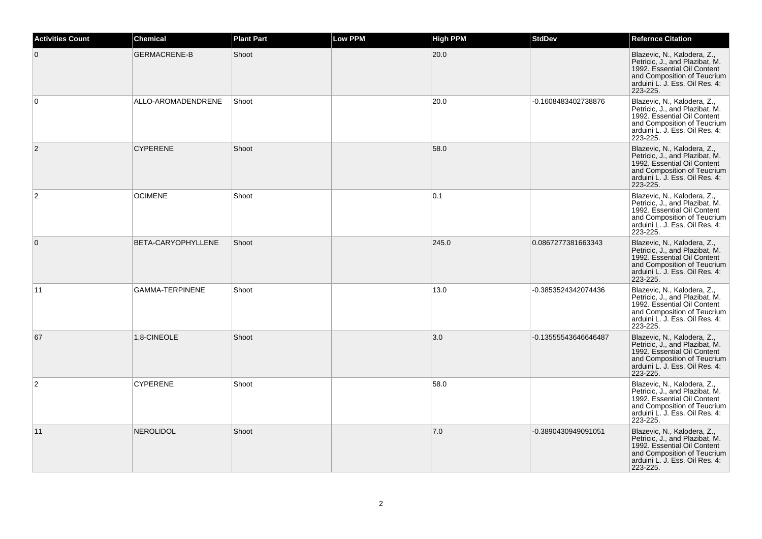| Activities Count | Chemical | Plant Part | Low PPM | High PPM | StdDev | Refernce Citation |
| --- | --- | --- | --- | --- | --- | --- |
| 0 | GERMACRENE-B | Shoot | | 20.0 | | Blazevic, N., Kalodera, Z., Petricic, J., and Plazibat, M. 1992. Essential Oil Content and Composition of Teucrium arduini L. J. Ess. Oil Res. 4: 223-225. |
| 0 | ALLO-AROMADENDRENE | Shoot | | 20.0 | -0.1608483402738876 | Blazevic, N., Kalodera, Z., Petricic, J., and Plazibat, M. 1992. Essential Oil Content and Composition of Teucrium arduini L. J. Ess. Oil Res. 4: 223-225. |
| 2 | CYPERENE | Shoot | | 58.0 | | Blazevic, N., Kalodera, Z., Petricic, J., and Plazibat, M. 1992. Essential Oil Content and Composition of Teucrium arduini L. J. Ess. Oil Res. 4: 223-225. |
| 2 | OCIMENE | Shoot | | 0.1 | | Blazevic, N., Kalodera, Z., Petricic, J., and Plazibat, M. 1992. Essential Oil Content and Composition of Teucrium arduini L. J. Ess. Oil Res. 4: 223-225. |
| 0 | BETA-CARYOPHYLLENE | Shoot | | 245.0 | 0.0867277381663343 | Blazevic, N., Kalodera, Z., Petricic, J., and Plazibat, M. 1992. Essential Oil Content and Composition of Teucrium arduini L. J. Ess. Oil Res. 4: 223-225. |
| 11 | GAMMA-TERPINENE | Shoot | | 13.0 | -0.3853524342074436 | Blazevic, N., Kalodera, Z., Petricic, J., and Plazibat, M. 1992. Essential Oil Content and Composition of Teucrium arduini L. J. Ess. Oil Res. 4: 223-225. |
| 67 | 1,8-CINEOLE | Shoot | | 3.0 | -0.13555543646646487 | Blazevic, N., Kalodera, Z., Petricic, J., and Plazibat, M. 1992. Essential Oil Content and Composition of Teucrium arduini L. J. Ess. Oil Res. 4: 223-225. |
| 2 | CYPERENE | Shoot | | 58.0 | | Blazevic, N., Kalodera, Z., Petricic, J., and Plazibat, M. 1992. Essential Oil Content and Composition of Teucrium arduini L. J. Ess. Oil Res. 4: 223-225. |
| 11 | NEROLIDOL | Shoot | | 7.0 | -0.3890430949091051 | Blazevic, N., Kalodera, Z., Petricic, J., and Plazibat, M. 1992. Essential Oil Content and Composition of Teucrium arduini L. J. Ess. Oil Res. 4: 223-225. |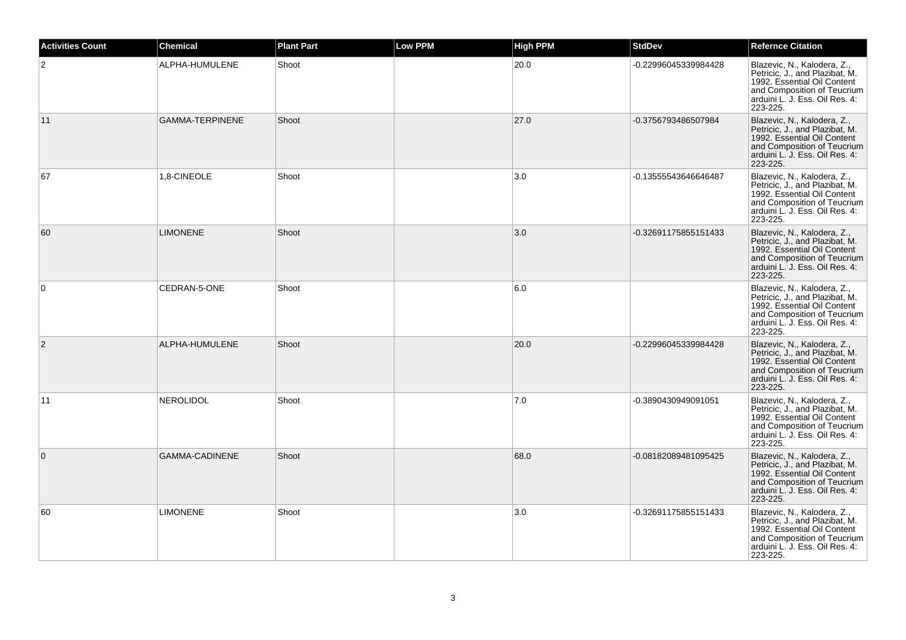| Activities Count | Chemical | Plant Part | Low PPM | High PPM | StdDev | Refernce Citation |
| --- | --- | --- | --- | --- | --- | --- |
| 2 | ALPHA-HUMULENE | Shoot | | 20.0 | -0.22996045339984428 | Blazevic, N., Kalodera, Z., Petricic, J., and Plazibat, M. 1992. Essential Oil Content and Composition of Teucrium arduini L. J. Ess. Oil Res. 4: 223-225. |
| 11 | GAMMA-TERPINENE | Shoot | | 27.0 | -0.3756793486507984 | Blazevic, N., Kalodera, Z., Petricic, J., and Plazibat, M. 1992. Essential Oil Content and Composition of Teucrium arduini L. J. Ess. Oil Res. 4: 223-225. |
| 67 | 1,8-CINEOLE | Shoot | | 3.0 | -0.13555543646646487 | Blazevic, N., Kalodera, Z., Petricic, J., and Plazibat, M. 1992. Essential Oil Content and Composition of Teucrium arduini L. J. Ess. Oil Res. 4: 223-225. |
| 60 | LIMONENE | Shoot | | 3.0 | -0.32691175855151433 | Blazevic, N., Kalodera, Z., Petricic, J., and Plazibat, M. 1992. Essential Oil Content and Composition of Teucrium arduini L. J. Ess. Oil Res. 4: 223-225. |
| 0 | CEDRAN-5-ONE | Shoot | | 6.0 | | Blazevic, N., Kalodera, Z., Petricic, J., and Plazibat, M. 1992. Essential Oil Content and Composition of Teucrium arduini L. J. Ess. Oil Res. 4: 223-225. |
| 2 | ALPHA-HUMULENE | Shoot | | 20.0 | -0.22996045339984428 | Blazevic, N., Kalodera, Z., Petricic, J., and Plazibat, M. 1992. Essential Oil Content and Composition of Teucrium arduini L. J. Ess. Oil Res. 4: 223-225. |
| 11 | NEROLIDOL | Shoot | | 7.0 | -0.3890430949091051 | Blazevic, N., Kalodera, Z., Petricic, J., and Plazibat, M. 1992. Essential Oil Content and Composition of Teucrium arduini L. J. Ess. Oil Res. 4: 223-225. |
| 0 | GAMMA-CADINENE | Shoot | | 68.0 | -0.08182089481095425 | Blazevic, N., Kalodera, Z., Petricic, J., and Plazibat, M. 1992. Essential Oil Content and Composition of Teucrium arduini L. J. Ess. Oil Res. 4: 223-225. |
| 60 | LIMONENE | Shoot | | 3.0 | -0.32691175855151433 | Blazevic, N., Kalodera, Z., Petricic, J., and Plazibat, M. 1992. Essential Oil Content and Composition of Teucrium arduini L. J. Ess. Oil Res. 4: 223-225. |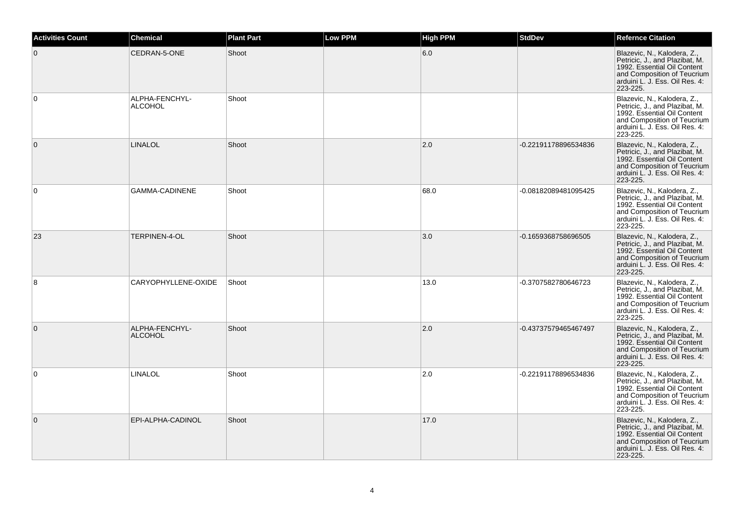| Activities Count | Chemical | Plant Part | Low PPM | High PPM | StdDev | Refernce Citation |
|---|---|---|---|---|---|---|
| 0 | CEDRAN-5-ONE | Shoot | | 6.0 | | Blazevic, N., Kalodera, Z., Petricic, J., and Plazibat, M. 1992. Essential Oil Content and Composition of Teucrium arduini L. J. Ess. Oil Res. 4: 223-225. |
| 0 | ALPHA-FENCHYL-ALCOHOL | Shoot | | | | Blazevic, N., Kalodera, Z., Petricic, J., and Plazibat, M. 1992. Essential Oil Content and Composition of Teucrium arduini L. J. Ess. Oil Res. 4: 223-225. |
| 0 | LINALOL | Shoot | | 2.0 | -0.22191178896534836 | Blazevic, N., Kalodera, Z., Petricic, J., and Plazibat, M. 1992. Essential Oil Content and Composition of Teucrium arduini L. J. Ess. Oil Res. 4: 223-225. |
| 0 | GAMMA-CADINENE | Shoot | | 68.0 | -0.08182089481095425 | Blazevic, N., Kalodera, Z., Petricic, J., and Plazibat, M. 1992. Essential Oil Content and Composition of Teucrium arduini L. J. Ess. Oil Res. 4: 223-225. |
| 23 | TERPINEN-4-OL | Shoot | | 3.0 | -0.1659368758696505 | Blazevic, N., Kalodera, Z., Petricic, J., and Plazibat, M. 1992. Essential Oil Content and Composition of Teucrium arduini L. J. Ess. Oil Res. 4: 223-225. |
| 8 | CARYOPHYLLENE-OXIDE | Shoot | | 13.0 | -0.3707582780646723 | Blazevic, N., Kalodera, Z., Petricic, J., and Plazibat, M. 1992. Essential Oil Content and Composition of Teucrium arduini L. J. Ess. Oil Res. 4: 223-225. |
| 0 | ALPHA-FENCHYL-ALCOHOL | Shoot | | 2.0 | -0.43737579465467497 | Blazevic, N., Kalodera, Z., Petricic, J., and Plazibat, M. 1992. Essential Oil Content and Composition of Teucrium arduini L. J. Ess. Oil Res. 4: 223-225. |
| 0 | LINALOL | Shoot | | 2.0 | -0.22191178896534836 | Blazevic, N., Kalodera, Z., Petricic, J., and Plazibat, M. 1992. Essential Oil Content and Composition of Teucrium arduini L. J. Ess. Oil Res. 4: 223-225. |
| 0 | EPI-ALPHA-CADINOL | Shoot | | 17.0 | | Blazevic, N., Kalodera, Z., Petricic, J., and Plazibat, M. 1992. Essential Oil Content and Composition of Teucrium arduini L. J. Ess. Oil Res. 4: 223-225. |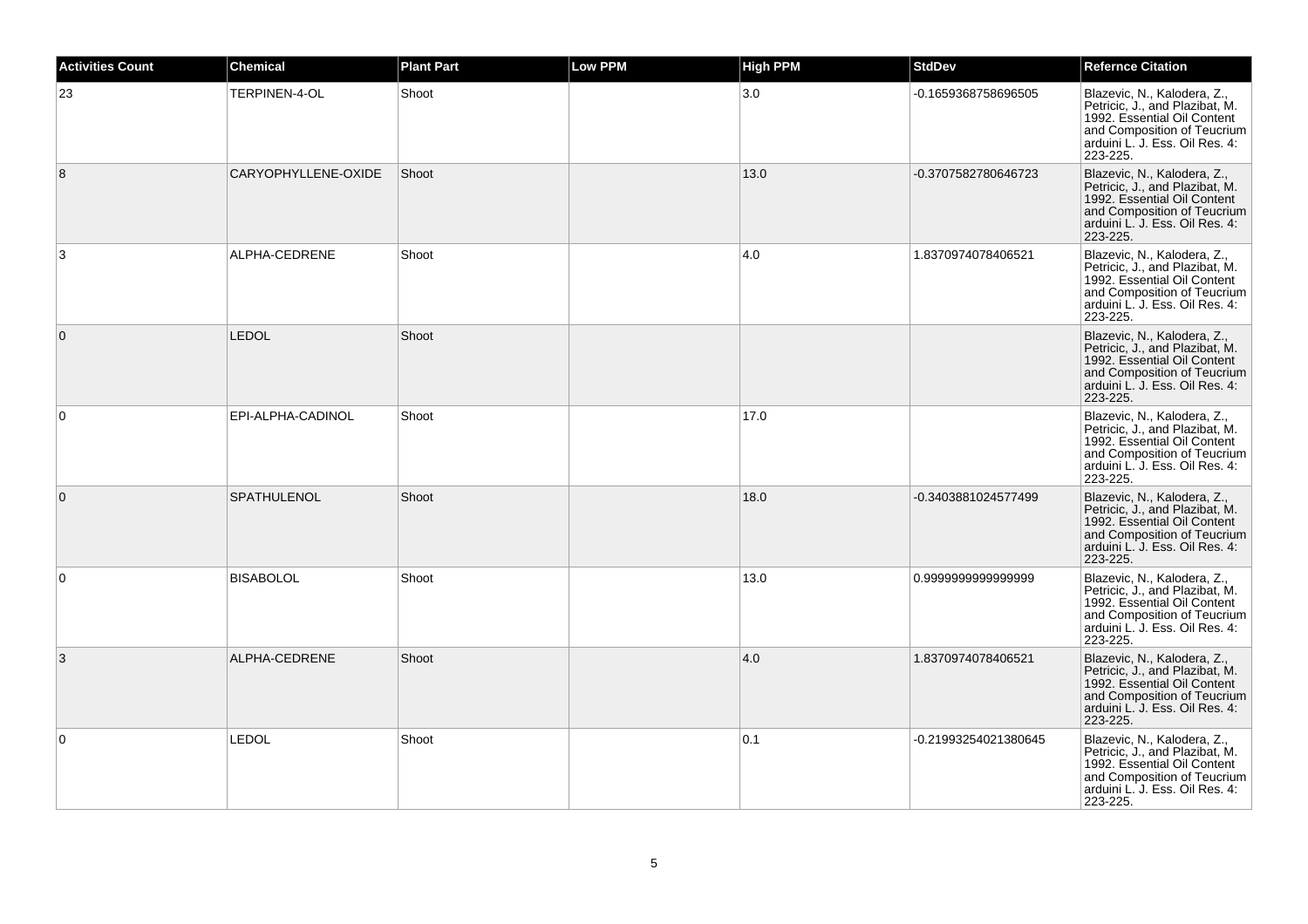| Activities Count | Chemical | Plant Part | Low PPM | High PPM | StdDev | Refernce Citation |
| --- | --- | --- | --- | --- | --- | --- |
| 23 | TERPINEN-4-OL | Shoot | | 3.0 | -0.1659368758696505 | Blazevic, N., Kalodera, Z., Petricic, J., and Plazibat, M. 1992. Essential Oil Content and Composition of Teucrium arduini L. J. Ess. Oil Res. 4: 223-225. |
| 8 | CARYOPHYLLENE-OXIDE | Shoot | | 13.0 | -0.3707582780646723 | Blazevic, N., Kalodera, Z., Petricic, J., and Plazibat, M. 1992. Essential Oil Content and Composition of Teucrium arduini L. J. Ess. Oil Res. 4: 223-225. |
| 3 | ALPHA-CEDRENE | Shoot | | 4.0 | 1.8370974078406521 | Blazevic, N., Kalodera, Z., Petricic, J., and Plazibat, M. 1992. Essential Oil Content and Composition of Teucrium arduini L. J. Ess. Oil Res. 4: 223-225. |
| 0 | LEDOL | Shoot | | | | Blazevic, N., Kalodera, Z., Petricic, J., and Plazibat, M. 1992. Essential Oil Content and Composition of Teucrium arduini L. J. Ess. Oil Res. 4: 223-225. |
| 0 | EPI-ALPHA-CADINOL | Shoot | | 17.0 | | Blazevic, N., Kalodera, Z., Petricic, J., and Plazibat, M. 1992. Essential Oil Content and Composition of Teucrium arduini L. J. Ess. Oil Res. 4: 223-225. |
| 0 | SPATHULENOL | Shoot | | 18.0 | -0.3403881024577499 | Blazevic, N., Kalodera, Z., Petricic, J., and Plazibat, M. 1992. Essential Oil Content and Composition of Teucrium arduini L. J. Ess. Oil Res. 4: 223-225. |
| 0 | BISABOLOL | Shoot | | 13.0 | 0.9999999999999999 | Blazevic, N., Kalodera, Z., Petricic, J., and Plazibat, M. 1992. Essential Oil Content and Composition of Teucrium arduini L. J. Ess. Oil Res. 4: 223-225. |
| 3 | ALPHA-CEDRENE | Shoot | | 4.0 | 1.8370974078406521 | Blazevic, N., Kalodera, Z., Petricic, J., and Plazibat, M. 1992. Essential Oil Content and Composition of Teucrium arduini L. J. Ess. Oil Res. 4: 223-225. |
| 0 | LEDOL | Shoot | | 0.1 | -0.21993254021380645 | Blazevic, N., Kalodera, Z., Petricic, J., and Plazibat, M. 1992. Essential Oil Content and Composition of Teucrium arduini L. J. Ess. Oil Res. 4: 223-225. |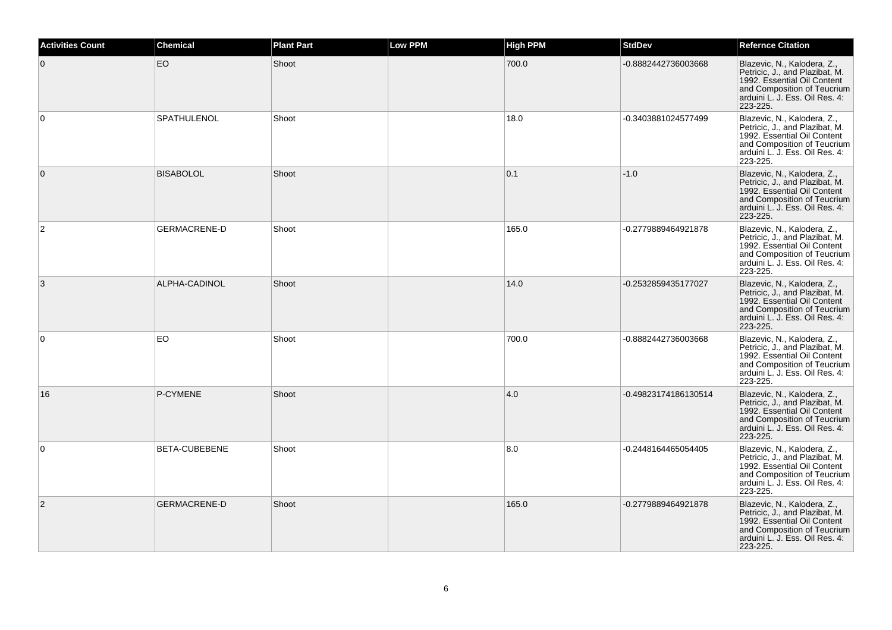| Activities Count | Chemical | Plant Part | Low PPM | High PPM | StdDev | Refernce Citation |
| --- | --- | --- | --- | --- | --- | --- |
| 0 | EO | Shoot | | 700.0 | -0.8882442736003668 | Blazevic, N., Kalodera, Z., Petricic, J., and Plazibat, M. 1992. Essential Oil Content and Composition of Teucrium arduini L. J. Ess. Oil Res. 4: 223-225. |
| 0 | SPATHULENOL | Shoot | | 18.0 | -0.3403881024577499 | Blazevic, N., Kalodera, Z., Petricic, J., and Plazibat, M. 1992. Essential Oil Content and Composition of Teucrium arduini L. J. Ess. Oil Res. 4: 223-225. |
| 0 | BISABOLOL | Shoot | | 0.1 | -1.0 | Blazevic, N., Kalodera, Z., Petricic, J., and Plazibat, M. 1992. Essential Oil Content and Composition of Teucrium arduini L. J. Ess. Oil Res. 4: 223-225. |
| 2 | GERMACRENE-D | Shoot | | 165.0 | -0.2779889464921878 | Blazevic, N., Kalodera, Z., Petricic, J., and Plazibat, M. 1992. Essential Oil Content and Composition of Teucrium arduini L. J. Ess. Oil Res. 4: 223-225. |
| 3 | ALPHA-CADINOL | Shoot | | 14.0 | -0.2532859435177027 | Blazevic, N., Kalodera, Z., Petricic, J., and Plazibat, M. 1992. Essential Oil Content and Composition of Teucrium arduini L. J. Ess. Oil Res. 4: 223-225. |
| 0 | EO | Shoot | | 700.0 | -0.8882442736003668 | Blazevic, N., Kalodera, Z., Petricic, J., and Plazibat, M. 1992. Essential Oil Content and Composition of Teucrium arduini L. J. Ess. Oil Res. 4: 223-225. |
| 16 | P-CYMENE | Shoot | | 4.0 | -0.49823174186130514 | Blazevic, N., Kalodera, Z., Petricic, J., and Plazibat, M. 1992. Essential Oil Content and Composition of Teucrium arduini L. J. Ess. Oil Res. 4: 223-225. |
| 0 | BETA-CUBEBENE | Shoot | | 8.0 | -0.2448164465054405 | Blazevic, N., Kalodera, Z., Petricic, J., and Plazibat, M. 1992. Essential Oil Content and Composition of Teucrium arduini L. J. Ess. Oil Res. 4: 223-225. |
| 2 | GERMACRENE-D | Shoot | | 165.0 | -0.2779889464921878 | Blazevic, N., Kalodera, Z., Petricic, J., and Plazibat, M. 1992. Essential Oil Content and Composition of Teucrium arduini L. J. Ess. Oil Res. 4: 223-225. |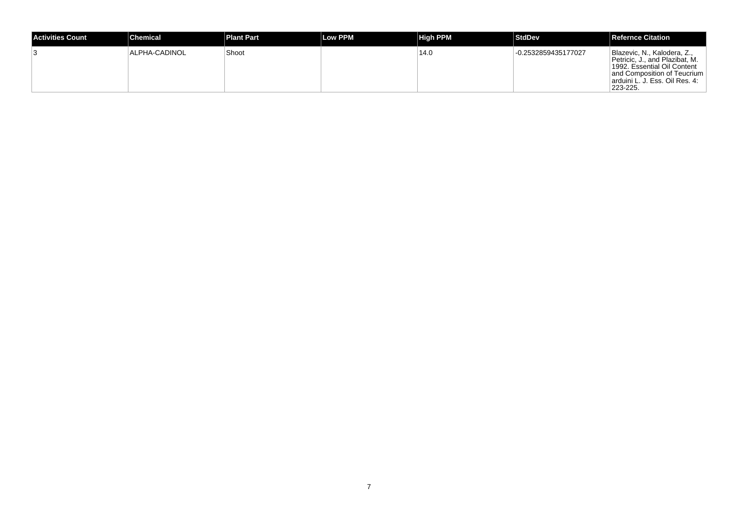| Activities Count | Chemical | Plant Part | Low PPM | High PPM | StdDev | Refernce Citation |
| --- | --- | --- | --- | --- | --- | --- |
| 3 | ALPHA-CADINOL | Shoot | | 14.0 | -0.2532859435177027 | Blazevic, N., Kalodera, Z., Petricic, J., and Plazibat, M. 1992. Essential Oil Content and Composition of Teucrium arduini L. J. Ess. Oil Res. 4: 223-225. |